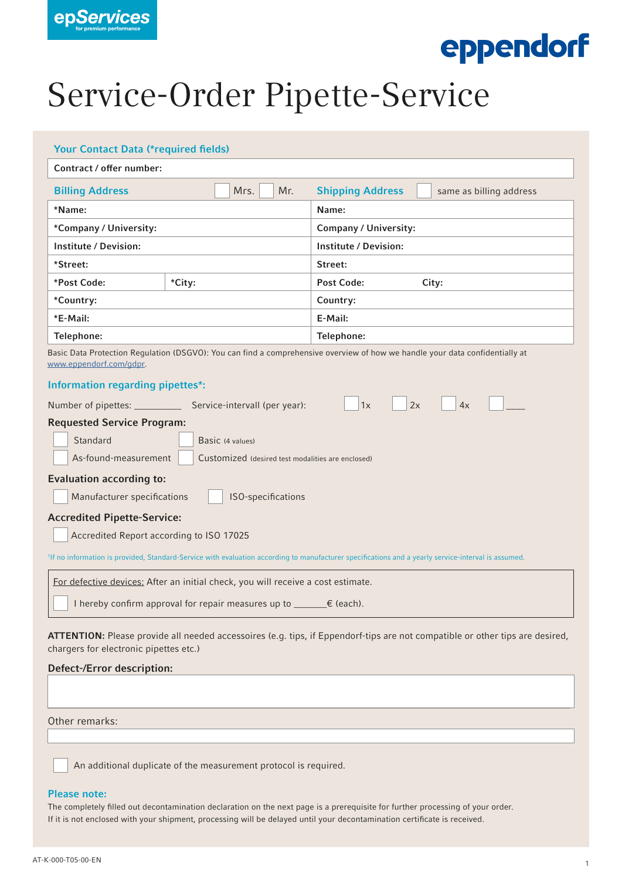epServices
for premium performance

eppendorf

# Service-Order Pipette-Service

## Your Contact Data (*required fields)

| Contract / offer number: | |
|---|---|

| Billing Address ☐ Mrs. ☐ Mr. | Shipping Address ☐ same as billing address |
|---|---|
| *Name: | Name: |
| *Company / University: | Company / University: |
| Institute / Devision: | Institute / Devision: |
| *Street: | Street: |
| *Post Code: *City: | Post Code: City: |
| *Country: | Country: |
| *E-Mail: | E-Mail: |
| Telephone: | Telephone: |

Basic Data Protection Regulation (DSGVO): You can find a comprehensive overview of how we handle your data confidentially at www.eppendorf.com/gdpr.

## Information regarding pipettes*:

Number of pipettes: _________ Service-intervall (per year): ☐ 1x ☐ 2x ☐ 4x ☐ ____

**Requested Service Program:**

☐ Standard ☐ Basic (4 values)

☐ As-found-measurement ☐ Customized (desired test modalities are enclosed)

**Evaluation according to:**

☐ Manufacturer specifications ☐ ISO-specifications

**Accredited Pipette-Service:**

☐ Accredited Report according to ISO 17025

[1]If no information is provided, Standard-Service with evaluation according to manufacturer specifications and a yearly service-interval is assumed.

For defective devices: After an initial check, you will receive a cost estimate.

☐ I hereby confirm approval for repair measures up to _______€ (each).

**ATTENTION:** Please provide all needed accessoires (e.g. tips, if Eppendorf-tips are not compatible or other tips are desired, chargers for electronic pipettes etc.)

**Defect-/Error description:**

Other remarks:

☐ An additional duplicate of the measurement protocol is required.

**Please note:**

The completely filled out decontamination declaration on the next page is a prerequisite for further processing of your order. If it is not enclosed with your shipment, processing will be delayed until your decontamination certificate is received.

AT-K-000-T05-00-EN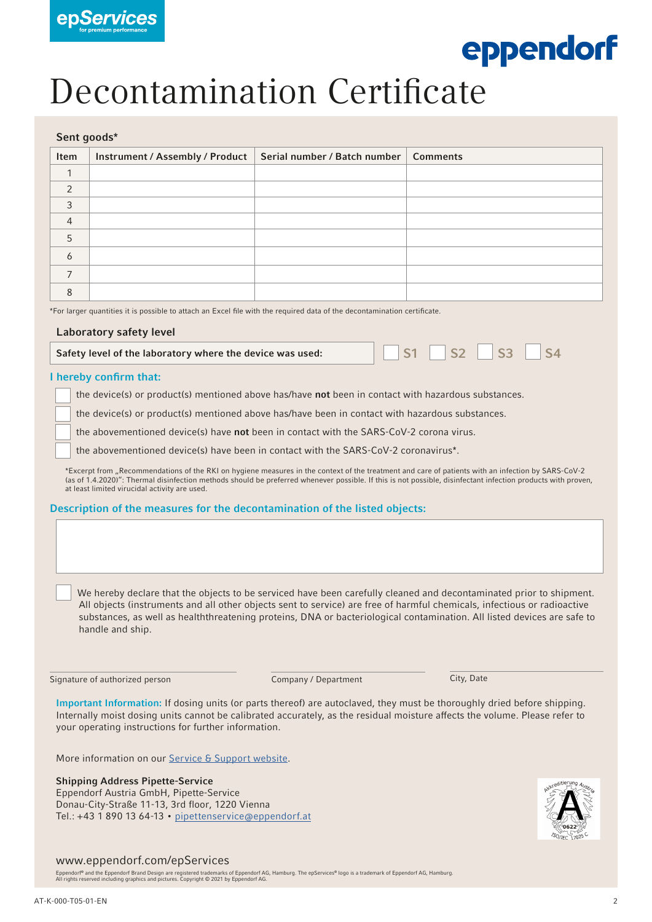epServices
for premium performance

eppendorf

# Decontamination Certificate

### Sent goods*

| Item | Instrument / Assembly / Product | Serial number / Batch number | Comments |
|---|---|---|---|
| 1 | | | |
| 2 | | | |
| 3 | | | |
| 4 | | | |
| 5 | | | |
| 6 | | | |
| 7 | | | |
| 8 | | | |

*For larger quantities it is possible to attach an Excel file with the required data of the decontamination certificate.

### Laboratory safety level

Safety level of the laboratory where the device was used: ☐ S1 ☐ S2 ☐ S3 ☐ S4

### I hereby confirm that:

- ☐ the device(s) or product(s) mentioned above has/have **not** been in contact with hazardous substances.
- ☐ the device(s) or product(s) mentioned above has/have been in contact with hazardous substances.
- ☐ the abovementioned device(s) have **not** been in contact with the SARS-CoV-2 corona virus.
- ☐ the abovementioned device(s) have been in contact with the SARS-CoV-2 coronavirus*.

*Excerpt from „Recommendations of the RKI on hygiene measures in the context of the treatment and care of patients with an infection by SARS-CoV-2 (as of 1.4.2020)": Thermal disinfection methods should be preferred whenever possible. If this is not possible, disinfectant infection products with proven, at least limited virucidal activity are used.

### Description of the measures for the decontamination of the listed objects:

☐ We hereby declare that the objects to be serviced have been carefully cleaned and decontaminated prior to shipment. All objects (instruments and all other objects sent to service) are free of harmful chemicals, infectious or radioactive substances, as well as healththreatening proteins, DNA or bacteriological contamination. All listed devices are safe to handle and ship.

Signature of authorized person | Company / Department | City, Date

**Important Information:** If dosing units (or parts thereof) are autoclaved, they must be thoroughly dried before shipping. Internally moist dosing units cannot be calibrated accurately, as the residual moisture affects the volume. Please refer to your operating instructions for further information.

More information on our Service & Support website.

**Shipping Address Pipette-Service**
Eppendorf Austria GmbH, Pipette-Service
Donau-City-Straße 11-13, 3rd floor, 1220 Vienna
Tel.: +43 1 890 13 64-13 • pipettenservice@eppendorf.at

Akkreditierung Austria 0622 ISO/IEC 17025 C

www.eppendorf.com/epServices

Eppendorf® and the Eppendorf Brand Design are registered trademarks of Eppendorf AG, Hamburg. The epServices® logo is a trademark of Eppendorf AG, Hamburg. All rights reserved including graphics and pictures. Copyright © 2021 by Eppendorf AG.

AT-K-000-T05-01-EN